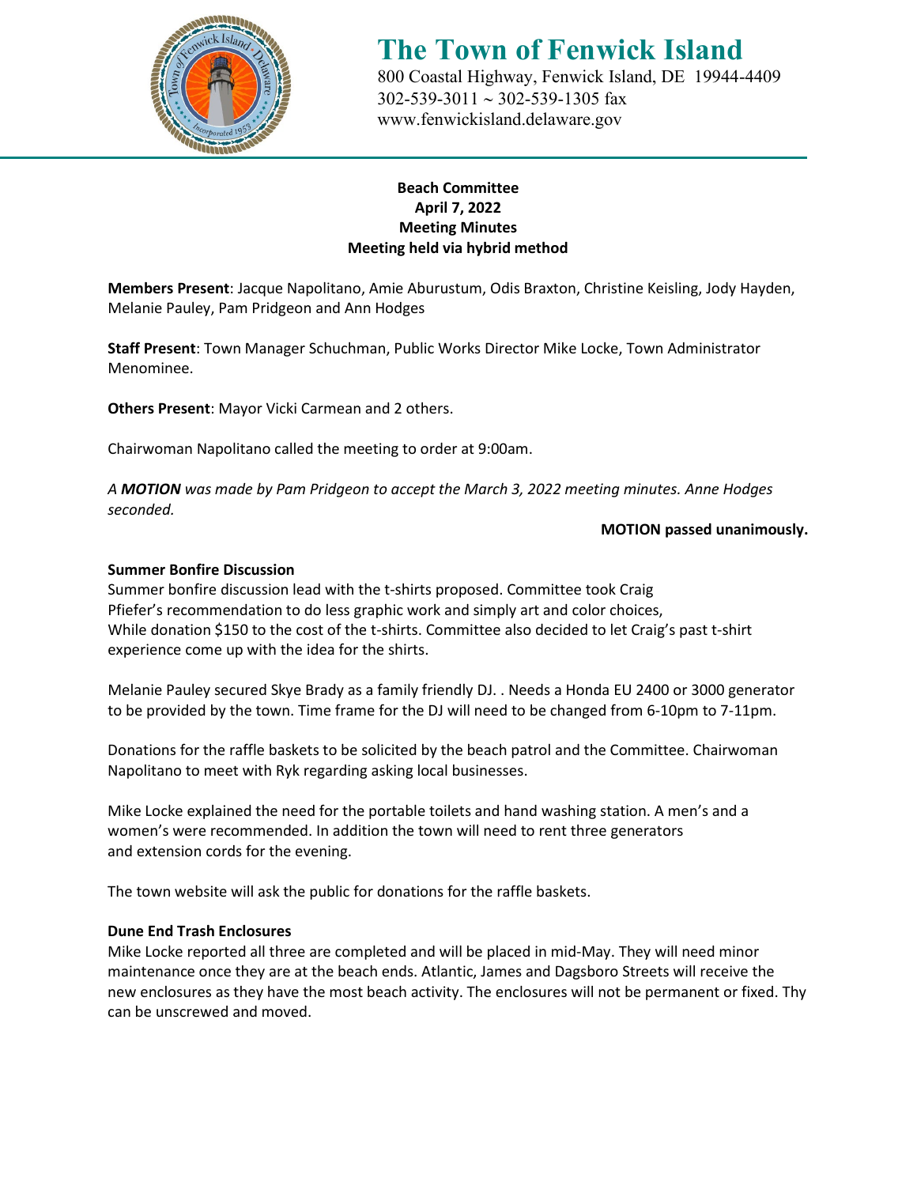# The Town of Fenwick Island

800 Coastal Highway, Fenwick Island, DE 19944-4409
302-539-3011 ~ 302-539-1305 fax
www.fenwickisland.delaware.gov

**Beach Committee**
**April 7, 2022**
**Meeting Minutes**
**Meeting held via hybrid method**

**Members Present**: Jacque Napolitano, Amie Aburustum, Odis Braxton, Christine Keisling, Jody Hayden, Melanie Pauley, Pam Pridgeon and Ann Hodges

**Staff Present**: Town Manager Schuchman, Public Works Director Mike Locke, Town Administrator Menominee.

**Others Present**: Mayor Vicki Carmean and 2 others.

Chairwoman Napolitano called the meeting to order at 9:00am.

*A **MOTION** was made by Pam Pridgeon to accept the March 3, 2022 meeting minutes. Anne Hodges seconded.*

**MOTION passed unanimously.**

**Summer Bonfire Discussion**

Summer bonfire discussion lead with the t-shirts proposed. Committee took Craig Pfiefer's recommendation to do less graphic work and simply art and color choices, While donation $150 to the cost of the t-shirts. Committee also decided to let Craig's past t-shirt experience come up with the idea for the shirts.

Melanie Pauley secured Skye Brady as a family friendly DJ. . Needs a Honda EU 2400 or 3000 generator to be provided by the town. Time frame for the DJ will need to be changed from 6-10pm to 7-11pm.

Donations for the raffle baskets to be solicited by the beach patrol and the Committee. Chairwoman Napolitano to meet with Ryk regarding asking local businesses.

Mike Locke explained the need for the portable toilets and hand washing station. A men's and a women's were recommended. In addition the town will need to rent three generators and extension cords for the evening.

The town website will ask the public for donations for the raffle baskets.

**Dune End Trash Enclosures**

Mike Locke reported all three are completed and will be placed in mid-May. They will need minor maintenance once they are at the beach ends. Atlantic, James and Dagsboro Streets will receive the new enclosures as they have the most beach activity. The enclosures will not be permanent or fixed. Thy can be unscrewed and moved.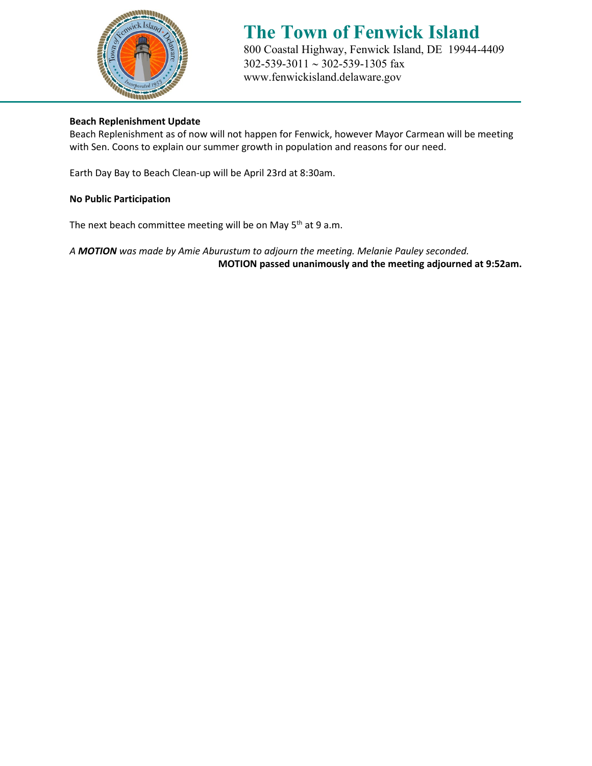# The Town of Fenwick Island

800 Coastal Highway, Fenwick Island, DE 19944-4409
302-539-3011 ~ 302-539-1305 fax
www.fenwickisland.delaware.gov

**Beach Replenishment Update**
Beach Replenishment as of now will not happen for Fenwick, however Mayor Carmean will be meeting with Sen. Coons to explain our summer growth in population and reasons for our need.

Earth Day Bay to Beach Clean-up will be April 23rd at 8:30am.

**No Public Participation**

The next beach committee meeting will be on May 5th at 9 a.m.

*A **MOTION** was made by Amie Aburustum to adjourn the meeting. Melanie Pauley seconded.*
**MOTION passed unanimously and the meeting adjourned at 9:52am.**